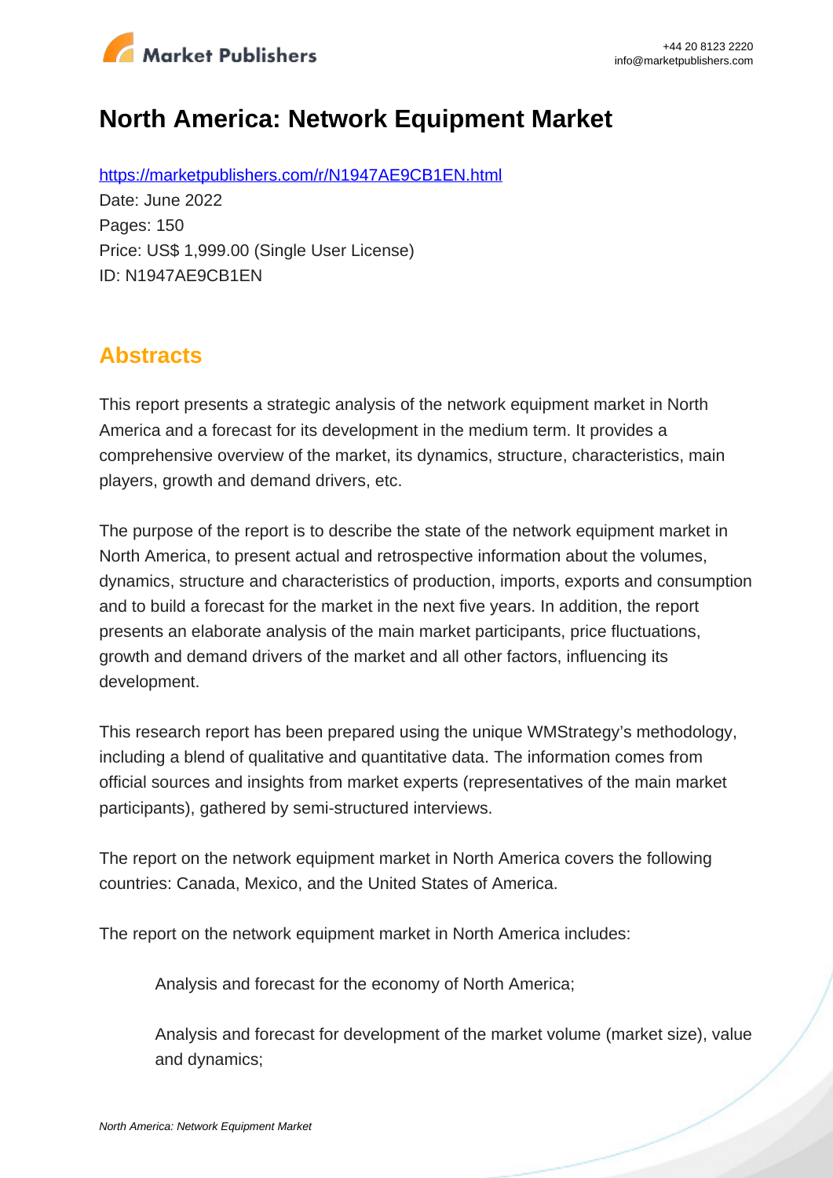# North America: Network Equipment Market

https://marketpublishers.com/r/N1947AE9CB1EN.html

Date: June 2022

Pages: 150

Price: US$ 1,999.00 (Single User License)

ID: N1947AE9CB1EN

## Abstracts

This report presents a strategic analysis of the network equipment market in North America and a forecast for its development in the medium term. It provides a comprehensive overview of the market, its dynamics, structure, characteristics, main players, growth and demand drivers, etc.

The purpose of the report is to describe the state of the network equipment market in North America, to present actual and retrospective information about the volumes, dynamics, structure and characteristics of production, imports, exports and consumption and to build a forecast for the market in the next five years. In addition, the report presents an elaborate analysis of the main market participants, price fluctuations, growth and demand drivers of the market and all other factors, influencing its development.

This research report has been prepared using the unique WMStrategy's methodology, including a blend of qualitative and quantitative data. The information comes from official sources and insights from market experts (representatives of the main market participants), gathered by semi-structured interviews.

The report on the network equipment market in North America covers the following countries: Canada, Mexico, and the United States of America.

The report on the network equipment market in North America includes:

- Analysis and forecast for the economy of North America;
- Analysis and forecast for development of the market volume (market size), value and dynamics;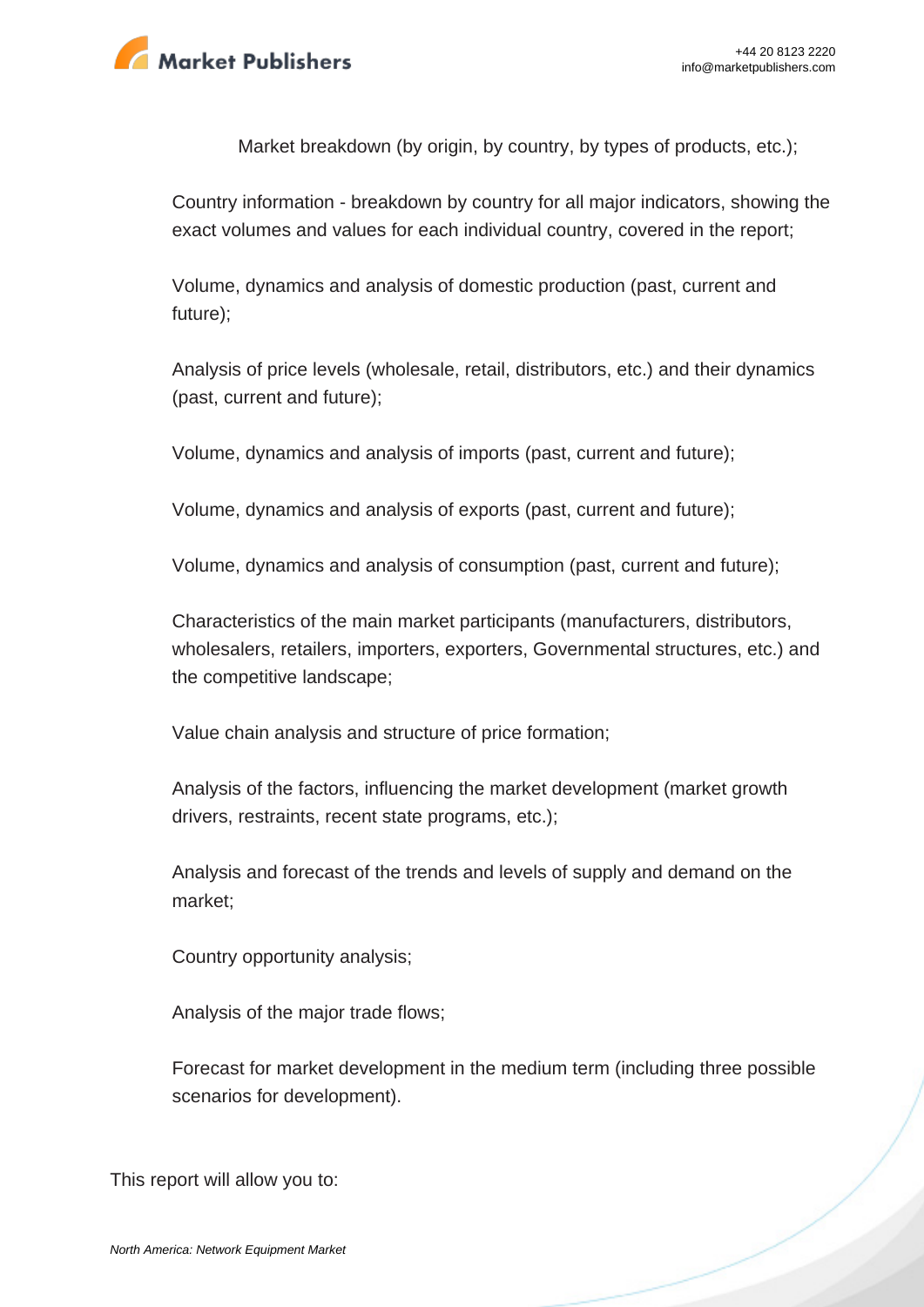Market breakdown (by origin, by country, by types of products, etc.);

Country information - breakdown by country for all major indicators, showing the exact volumes and values for each individual country, covered in the report;

Volume, dynamics and analysis of domestic production (past, current and future);

Analysis of price levels (wholesale, retail, distributors, etc.) and their dynamics (past, current and future);

Volume, dynamics and analysis of imports (past, current and future);

Volume, dynamics and analysis of exports (past, current and future);

Volume, dynamics and analysis of consumption (past, current and future);

Characteristics of the main market participants (manufacturers, distributors, wholesalers, retailers, importers, exporters, Governmental structures, etc.) and the competitive landscape;

Value chain analysis and structure of price formation;

Analysis of the factors, influencing the market development (market growth drivers, restraints, recent state programs, etc.);

Analysis and forecast of the trends and levels of supply and demand on the market;

Country opportunity analysis;

Analysis of the major trade flows;

Forecast for market development in the medium term (including three possible scenarios for development).

This report will allow you to: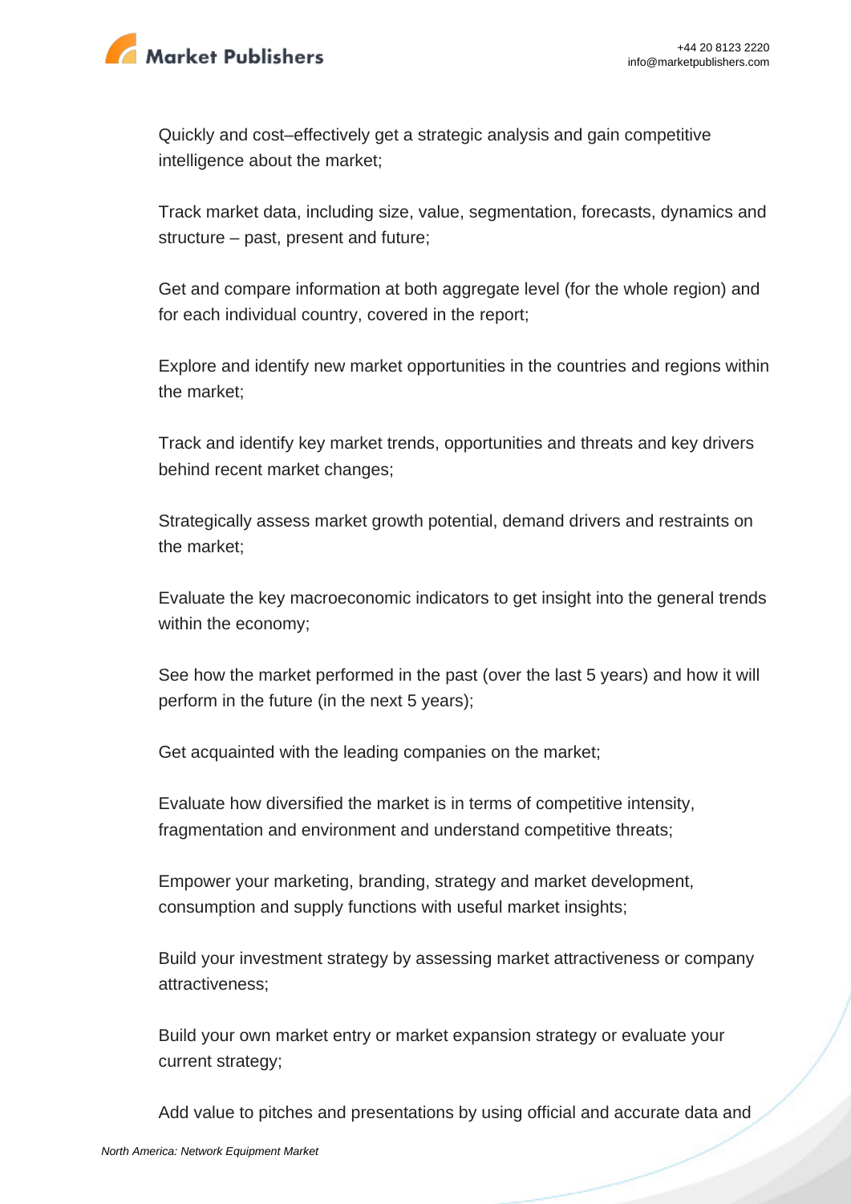Quickly and cost–effectively get a strategic analysis and gain competitive intelligence about the market;

Track market data, including size, value, segmentation, forecasts, dynamics and structure – past, present and future;

Get and compare information at both aggregate level (for the whole region) and for each individual country, covered in the report;

Explore and identify new market opportunities in the countries and regions within the market;

Track and identify key market trends, opportunities and threats and key drivers behind recent market changes;

Strategically assess market growth potential, demand drivers and restraints on the market;

Evaluate the key macroeconomic indicators to get insight into the general trends within the economy;

See how the market performed in the past (over the last 5 years) and how it will perform in the future (in the next 5 years);

Get acquainted with the leading companies on the market;

Evaluate how diversified the market is in terms of competitive intensity, fragmentation and environment and understand competitive threats;

Empower your marketing, branding, strategy and market development, consumption and supply functions with useful market insights;

Build your investment strategy by assessing market attractiveness or company attractiveness;

Build your own market entry or market expansion strategy or evaluate your current strategy;

Add value to pitches and presentations by using official and accurate data and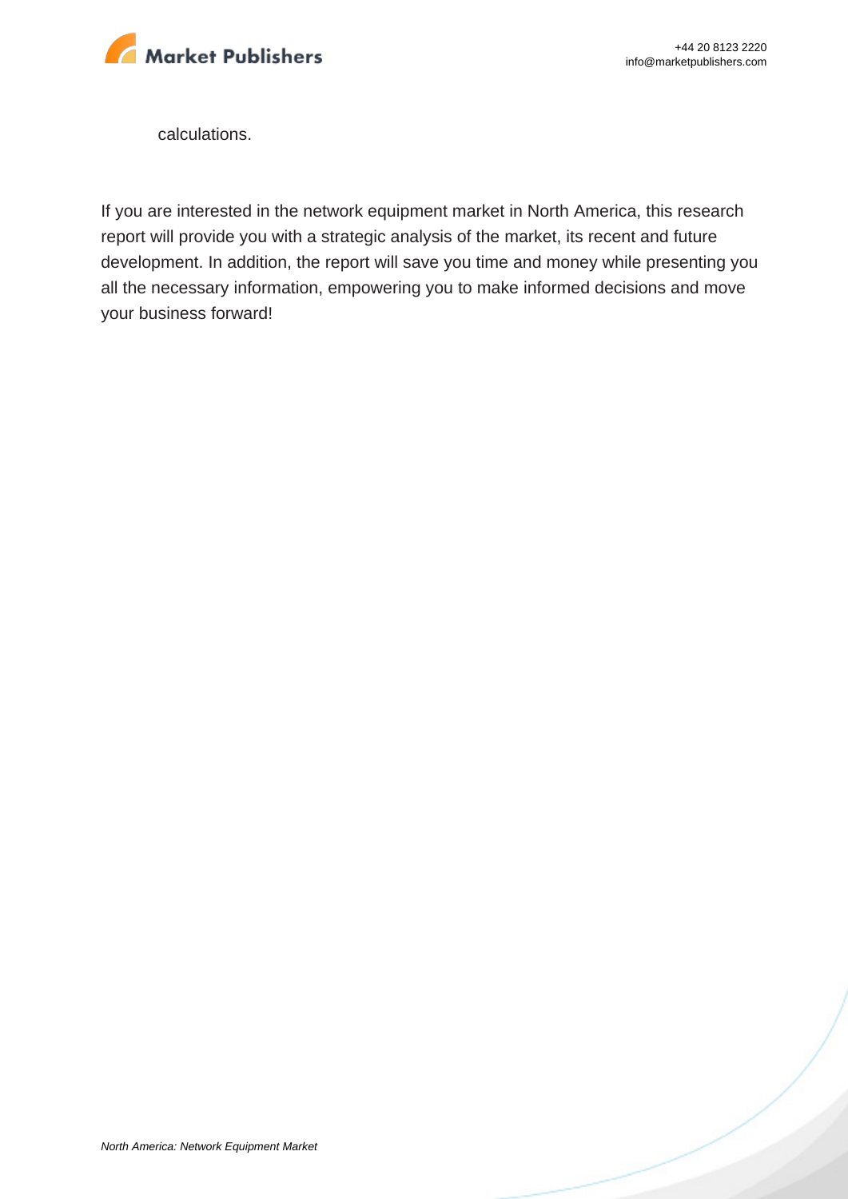calculations.

If you are interested in the network equipment market in North America, this research report will provide you with a strategic analysis of the market, its recent and future development. In addition, the report will save you time and money while presenting you all the necessary information, empowering you to make informed decisions and move your business forward!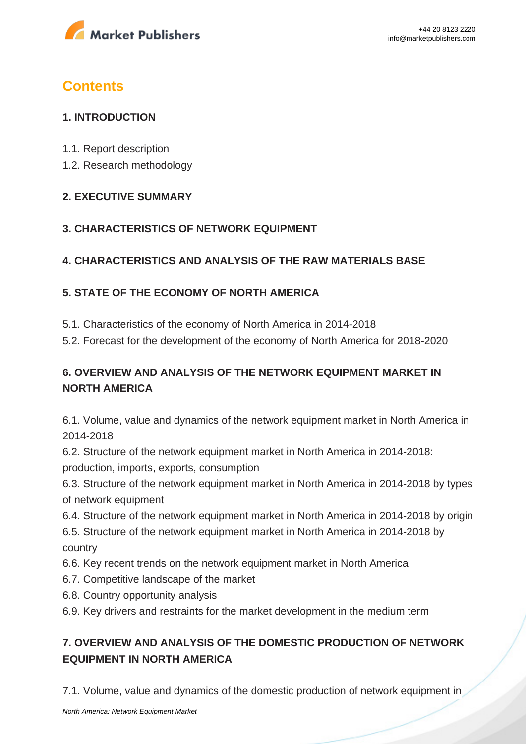## Contents

### 1. INTRODUCTION

1.1. Report description
1.2. Research methodology

### 2. EXECUTIVE SUMMARY

### 3. CHARACTERISTICS OF NETWORK EQUIPMENT

### 4. CHARACTERISTICS AND ANALYSIS OF THE RAW MATERIALS BASE

### 5. STATE OF THE ECONOMY OF NORTH AMERICA

5.1. Characteristics of the economy of North America in 2014-2018
5.2. Forecast for the development of the economy of North America for 2018-2020

### 6. OVERVIEW AND ANALYSIS OF THE NETWORK EQUIPMENT MARKET IN NORTH AMERICA

6.1. Volume, value and dynamics of the network equipment market in North America in 2014-2018
6.2. Structure of the network equipment market in North America in 2014-2018: production, imports, exports, consumption
6.3. Structure of the network equipment market in North America in 2014-2018 by types of network equipment
6.4. Structure of the network equipment market in North America in 2014-2018 by origin
6.5. Structure of the network equipment market in North America in 2014-2018 by country
6.6. Key recent trends on the network equipment market in North America
6.7. Competitive landscape of the market
6.8. Country opportunity analysis
6.9. Key drivers and restraints for the market development in the medium term

### 7. OVERVIEW AND ANALYSIS OF THE DOMESTIC PRODUCTION OF NETWORK EQUIPMENT IN NORTH AMERICA

7.1. Volume, value and dynamics of the domestic production of network equipment in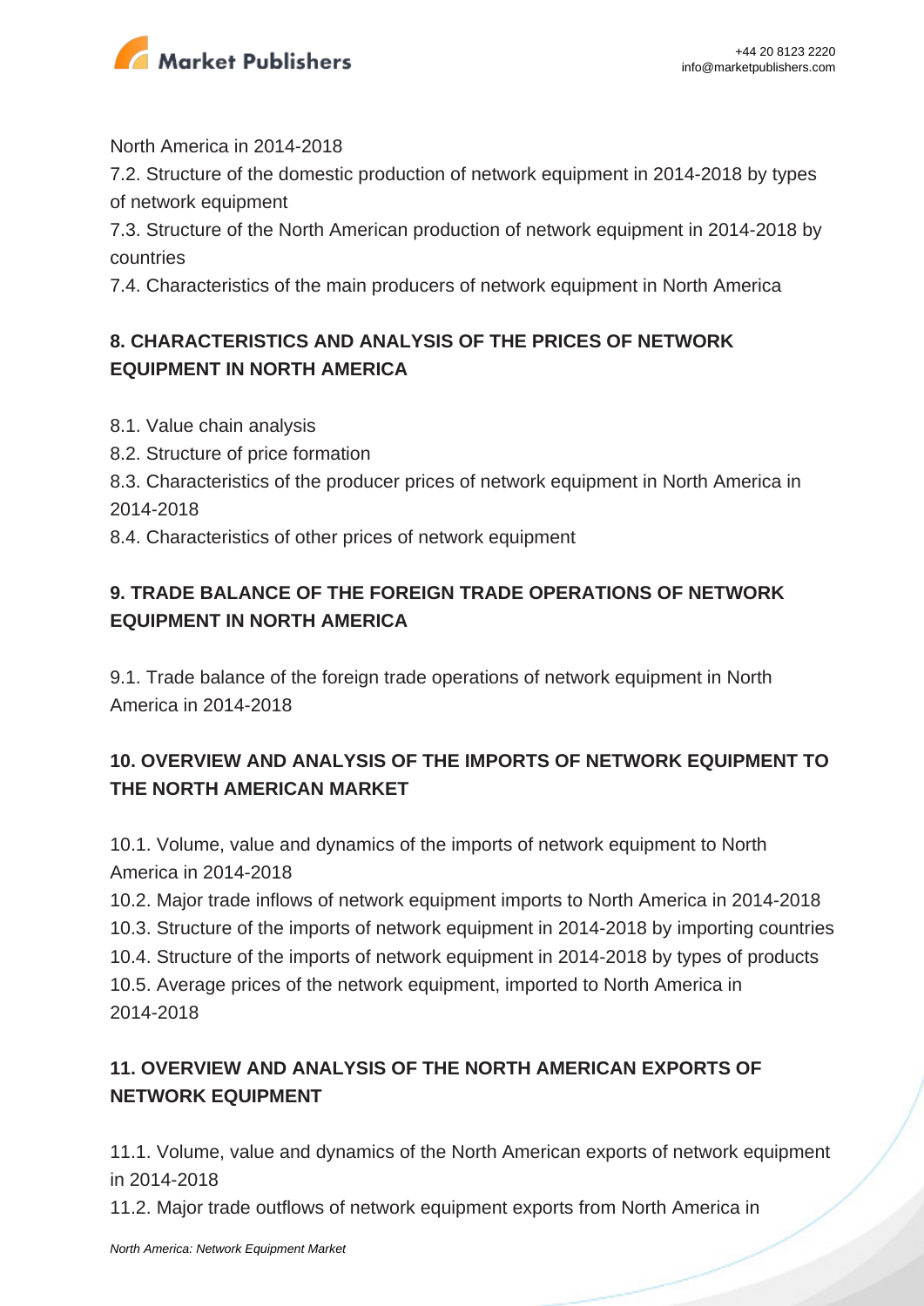North America in 2014-2018

7.2. Structure of the domestic production of network equipment in 2014-2018 by types of network equipment

7.3. Structure of the North American production of network equipment in 2014-2018 by countries

7.4. Characteristics of the main producers of network equipment in North America

## 8. CHARACTERISTICS AND ANALYSIS OF THE PRICES OF NETWORK EQUIPMENT IN NORTH AMERICA

8.1. Value chain analysis

8.2. Structure of price formation

8.3. Characteristics of the producer prices of network equipment in North America in 2014-2018

8.4. Characteristics of other prices of network equipment

## 9. TRADE BALANCE OF THE FOREIGN TRADE OPERATIONS OF NETWORK EQUIPMENT IN NORTH AMERICA

9.1. Trade balance of the foreign trade operations of network equipment in North America in 2014-2018

## 10. OVERVIEW AND ANALYSIS OF THE IMPORTS OF NETWORK EQUIPMENT TO THE NORTH AMERICAN MARKET

10.1. Volume, value and dynamics of the imports of network equipment to North America in 2014-2018

10.2. Major trade inflows of network equipment imports to North America in 2014-2018

10.3. Structure of the imports of network equipment in 2014-2018 by importing countries

10.4. Structure of the imports of network equipment in 2014-2018 by types of products

10.5. Average prices of the network equipment, imported to North America in 2014-2018

## 11. OVERVIEW AND ANALYSIS OF THE NORTH AMERICAN EXPORTS OF NETWORK EQUIPMENT

11.1. Volume, value and dynamics of the North American exports of network equipment in 2014-2018

11.2. Major trade outflows of network equipment exports from North America in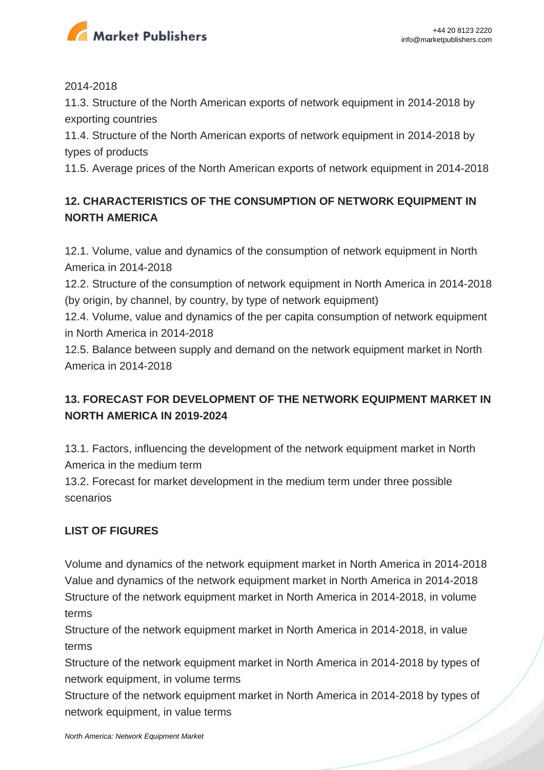2014-2018

11.3. Structure of the North American exports of network equipment in 2014-2018 by exporting countries

11.4. Structure of the North American exports of network equipment in 2014-2018 by types of products

11.5. Average prices of the North American exports of network equipment in 2014-2018

## 12. CHARACTERISTICS OF THE CONSUMPTION OF NETWORK EQUIPMENT IN NORTH AMERICA

12.1. Volume, value and dynamics of the consumption of network equipment in North America in 2014-2018

12.2. Structure of the consumption of network equipment in North America in 2014-2018 (by origin, by channel, by country, by type of network equipment)

12.4. Volume, value and dynamics of the per capita consumption of network equipment in North America in 2014-2018

12.5. Balance between supply and demand on the network equipment market in North America in 2014-2018

## 13. FORECAST FOR DEVELOPMENT OF THE NETWORK EQUIPMENT MARKET IN NORTH AMERICA IN 2019-2024

13.1. Factors, influencing the development of the network equipment market in North America in the medium term

13.2. Forecast for market development in the medium term under three possible scenarios

## LIST OF FIGURES

Volume and dynamics of the network equipment market in North America in 2014-2018

Value and dynamics of the network equipment market in North America in 2014-2018

Structure of the network equipment market in North America in 2014-2018, in volume terms

Structure of the network equipment market in North America in 2014-2018, in value terms

Structure of the network equipment market in North America in 2014-2018 by types of network equipment, in volume terms

Structure of the network equipment market in North America in 2014-2018 by types of network equipment, in value terms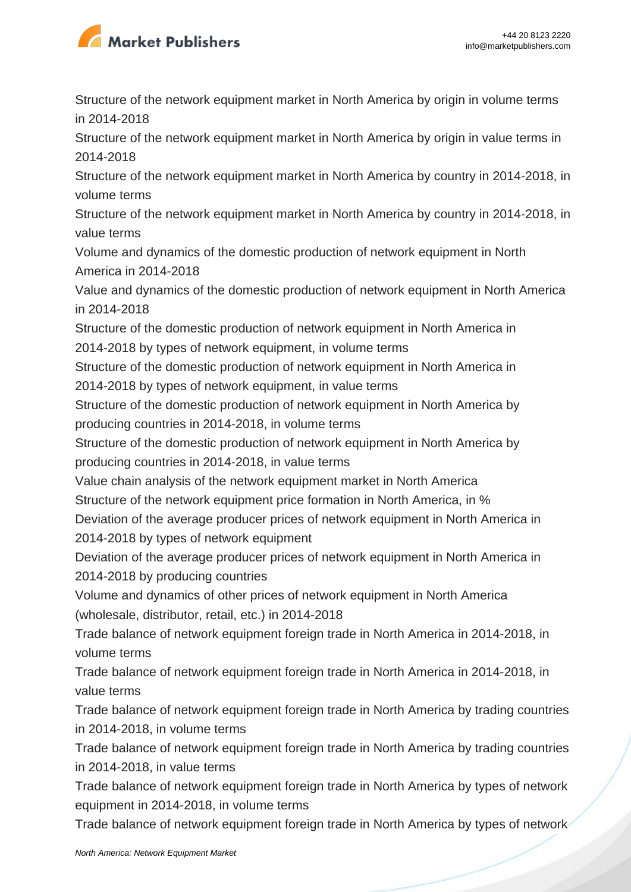Structure of the network equipment market in North America by origin in volume terms in 2014-2018

Structure of the network equipment market in North America by origin in value terms in 2014-2018

Structure of the network equipment market in North America by country in 2014-2018, in volume terms

Structure of the network equipment market in North America by country in 2014-2018, in value terms

Volume and dynamics of the domestic production of network equipment in North America in 2014-2018

Value and dynamics of the domestic production of network equipment in North America in 2014-2018

Structure of the domestic production of network equipment in North America in 2014-2018 by types of network equipment, in volume terms

Structure of the domestic production of network equipment in North America in 2014-2018 by types of network equipment, in value terms

Structure of the domestic production of network equipment in North America by producing countries in 2014-2018, in volume terms

Structure of the domestic production of network equipment in North America by producing countries in 2014-2018, in value terms

Value chain analysis of the network equipment market in North America

Structure of the network equipment price formation in North America, in %

Deviation of the average producer prices of network equipment in North America in 2014-2018 by types of network equipment

Deviation of the average producer prices of network equipment in North America in 2014-2018 by producing countries

Volume and dynamics of other prices of network equipment in North America (wholesale, distributor, retail, etc.) in 2014-2018

Trade balance of network equipment foreign trade in North America in 2014-2018, in volume terms

Trade balance of network equipment foreign trade in North America in 2014-2018, in value terms

Trade balance of network equipment foreign trade in North America by trading countries in 2014-2018, in volume terms

Trade balance of network equipment foreign trade in North America by trading countries in 2014-2018, in value terms

Trade balance of network equipment foreign trade in North America by types of network equipment in 2014-2018, in volume terms

Trade balance of network equipment foreign trade in North America by types of network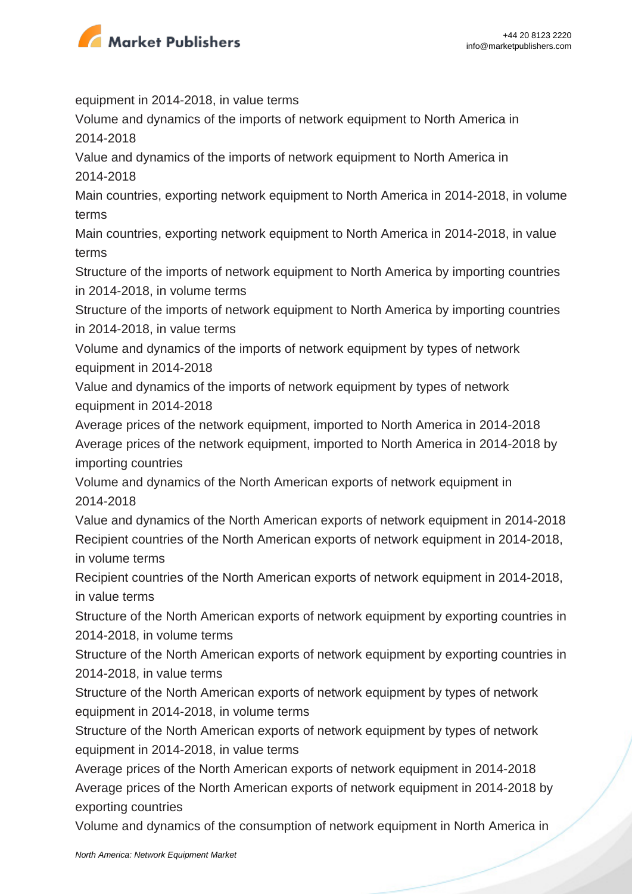equipment in 2014-2018, in value terms

Volume and dynamics of the imports of network equipment to North America in 2014-2018

Value and dynamics of the imports of network equipment to North America in 2014-2018

Main countries, exporting network equipment to North America in 2014-2018, in volume terms

Main countries, exporting network equipment to North America in 2014-2018, in value terms

Structure of the imports of network equipment to North America by importing countries in 2014-2018, in volume terms

Structure of the imports of network equipment to North America by importing countries in 2014-2018, in value terms

Volume and dynamics of the imports of network equipment by types of network equipment in 2014-2018

Value and dynamics of the imports of network equipment by types of network equipment in 2014-2018

Average prices of the network equipment, imported to North America in 2014-2018

Average prices of the network equipment, imported to North America in 2014-2018 by importing countries

Volume and dynamics of the North American exports of network equipment in 2014-2018

Value and dynamics of the North American exports of network equipment in 2014-2018

Recipient countries of the North American exports of network equipment in 2014-2018, in volume terms

Recipient countries of the North American exports of network equipment in 2014-2018, in value terms

Structure of the North American exports of network equipment by exporting countries in 2014-2018, in volume terms

Structure of the North American exports of network equipment by exporting countries in 2014-2018, in value terms

Structure of the North American exports of network equipment by types of network equipment in 2014-2018, in volume terms

Structure of the North American exports of network equipment by types of network equipment in 2014-2018, in value terms

Average prices of the North American exports of network equipment in 2014-2018

Average prices of the North American exports of network equipment in 2014-2018 by exporting countries

Volume and dynamics of the consumption of network equipment in North America in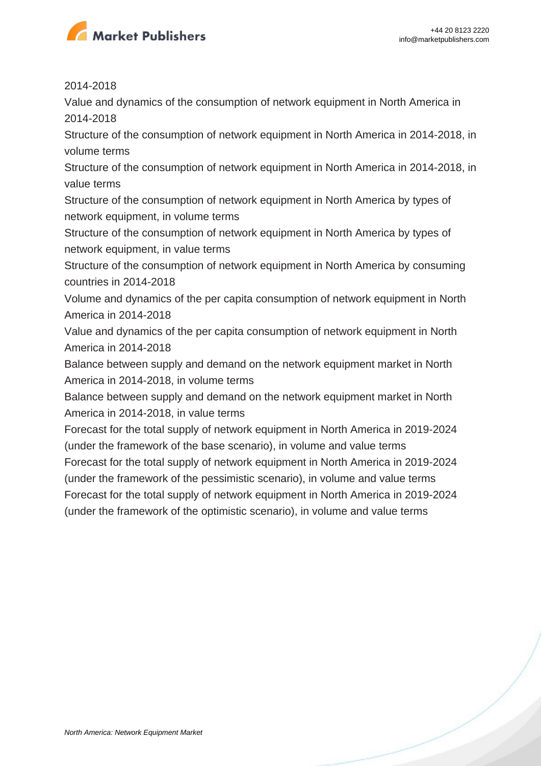2014-2018

Value and dynamics of the consumption of network equipment in North America in 2014-2018

Structure of the consumption of network equipment in North America in 2014-2018, in volume terms

Structure of the consumption of network equipment in North America in 2014-2018, in value terms

Structure of the consumption of network equipment in North America by types of network equipment, in volume terms

Structure of the consumption of network equipment in North America by types of network equipment, in value terms

Structure of the consumption of network equipment in North America by consuming countries in 2014-2018

Volume and dynamics of the per capita consumption of network equipment in North America in 2014-2018

Value and dynamics of the per capita consumption of network equipment in North America in 2014-2018

Balance between supply and demand on the network equipment market in North America in 2014-2018, in volume terms

Balance between supply and demand on the network equipment market in North America in 2014-2018, in value terms

Forecast for the total supply of network equipment in North America in 2019-2024 (under the framework of the base scenario), in volume and value terms

Forecast for the total supply of network equipment in North America in 2019-2024 (under the framework of the pessimistic scenario), in volume and value terms

Forecast for the total supply of network equipment in North America in 2019-2024 (under the framework of the optimistic scenario), in volume and value terms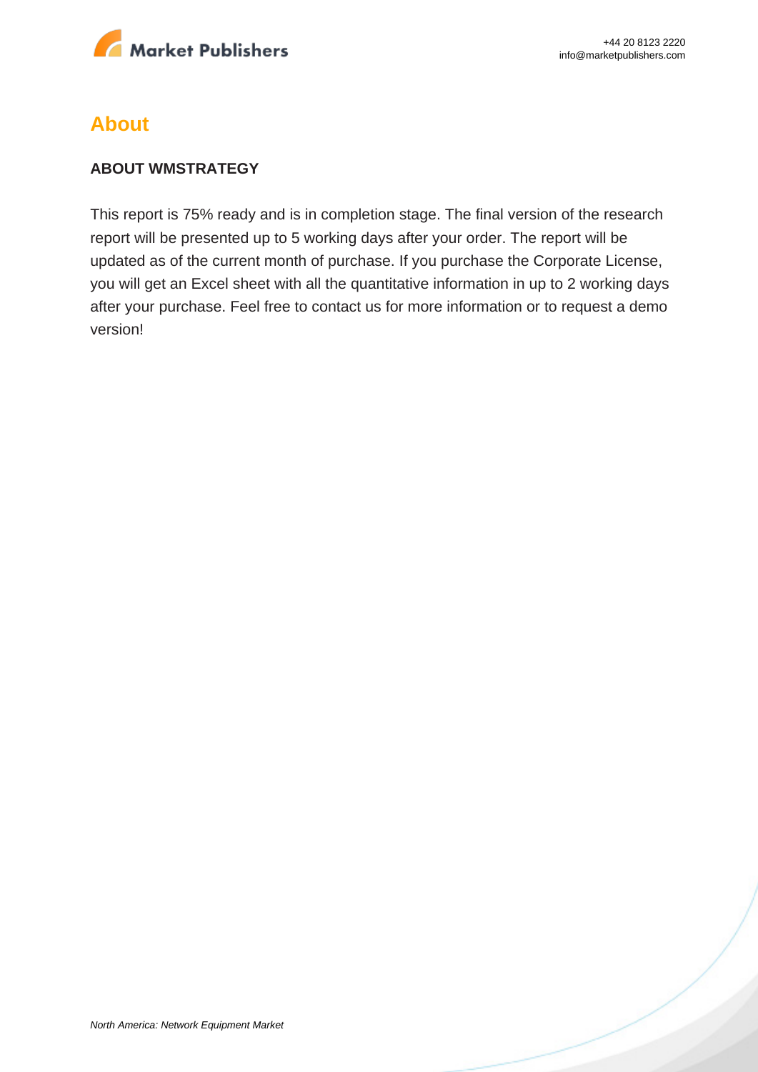## About

**ABOUT WMSTRATEGY**

This report is 75% ready and is in completion stage. The final version of the research report will be presented up to 5 working days after your order. The report will be updated as of the current month of purchase. If you purchase the Corporate License, you will get an Excel sheet with all the quantitative information in up to 2 working days after your purchase. Feel free to contact us for more information or to request a demo version!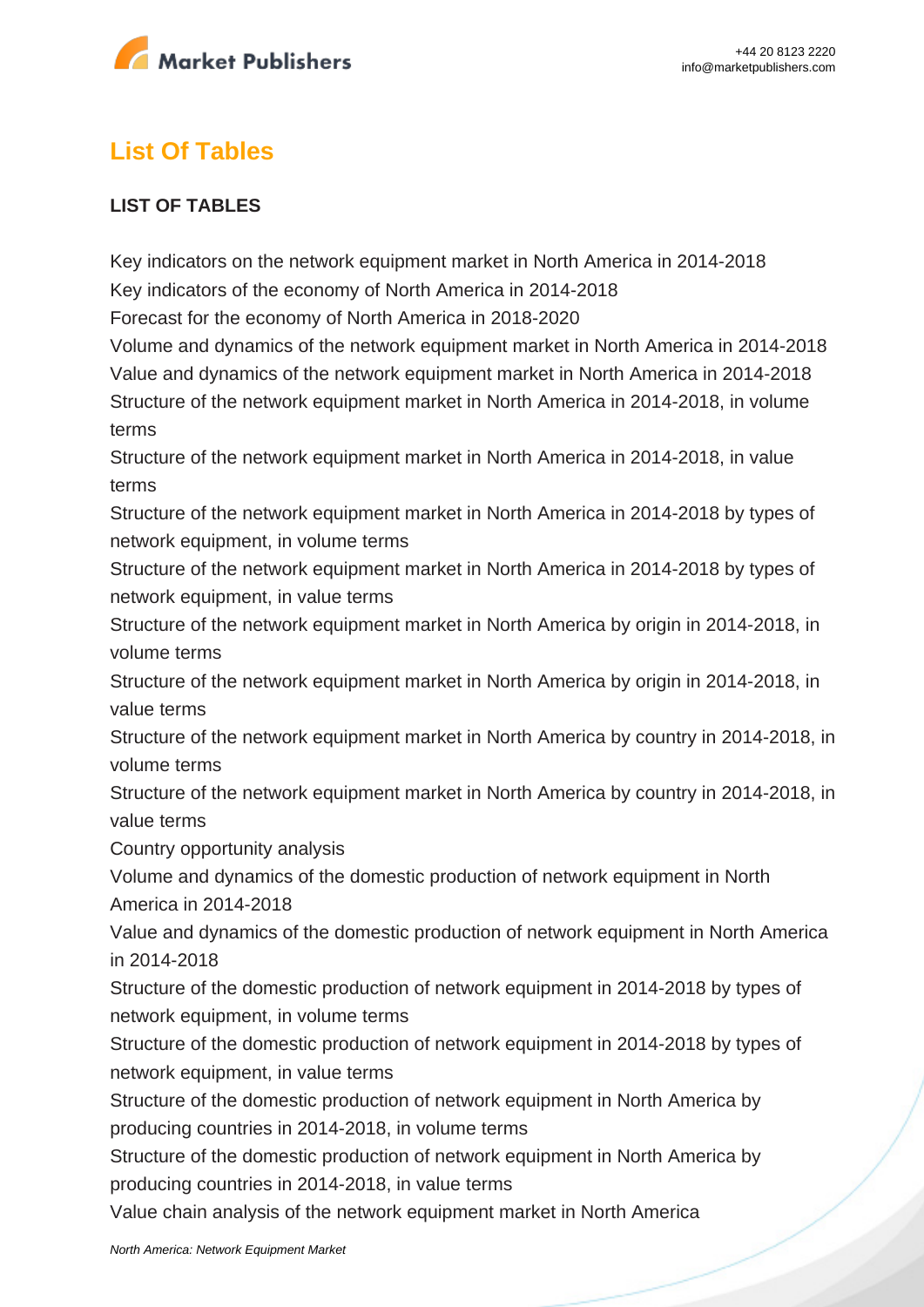## List Of Tables

### LIST OF TABLES

Key indicators on the network equipment market in North America in 2014-2018
Key indicators of the economy of North America in 2014-2018
Forecast for the economy of North America in 2018-2020
Volume and dynamics of the network equipment market in North America in 2014-2018
Value and dynamics of the network equipment market in North America in 2014-2018
Structure of the network equipment market in North America in 2014-2018, in volume terms
Structure of the network equipment market in North America in 2014-2018, in value terms
Structure of the network equipment market in North America in 2014-2018 by types of network equipment, in volume terms
Structure of the network equipment market in North America in 2014-2018 by types of network equipment, in value terms
Structure of the network equipment market in North America by origin in 2014-2018, in volume terms
Structure of the network equipment market in North America by origin in 2014-2018, in value terms
Structure of the network equipment market in North America by country in 2014-2018, in volume terms
Structure of the network equipment market in North America by country in 2014-2018, in value terms
Country opportunity analysis
Volume and dynamics of the domestic production of network equipment in North America in 2014-2018
Value and dynamics of the domestic production of network equipment in North America in 2014-2018
Structure of the domestic production of network equipment in 2014-2018 by types of network equipment, in volume terms
Structure of the domestic production of network equipment in 2014-2018 by types of network equipment, in value terms
Structure of the domestic production of network equipment in North America by producing countries in 2014-2018, in volume terms
Structure of the domestic production of network equipment in North America by producing countries in 2014-2018, in value terms
Value chain analysis of the network equipment market in North America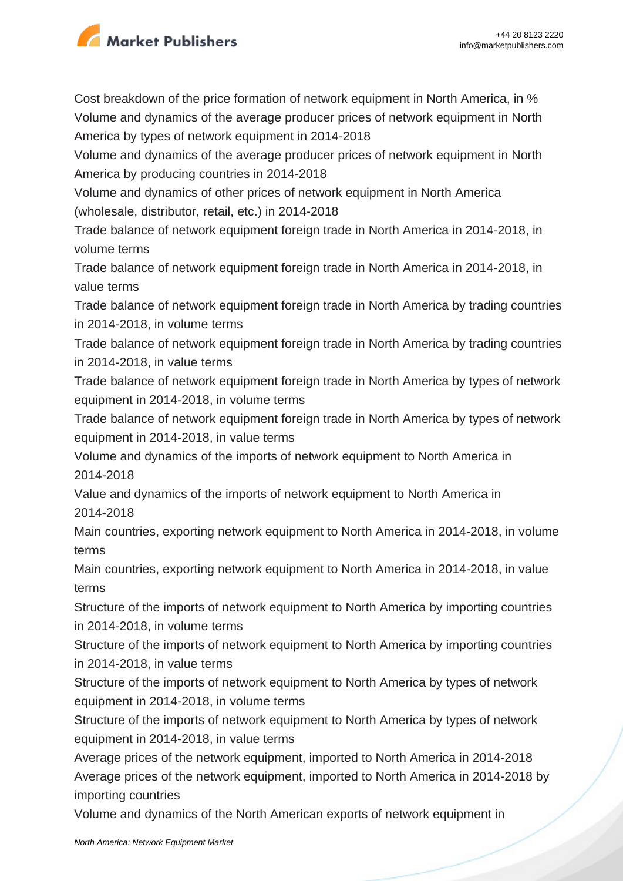Cost breakdown of the price formation of network equipment in North America, in %

Volume and dynamics of the average producer prices of network equipment in North America by types of network equipment in 2014-2018

Volume and dynamics of the average producer prices of network equipment in North America by producing countries in 2014-2018

Volume and dynamics of other prices of network equipment in North America (wholesale, distributor, retail, etc.) in 2014-2018

Trade balance of network equipment foreign trade in North America in 2014-2018, in volume terms

Trade balance of network equipment foreign trade in North America in 2014-2018, in value terms

Trade balance of network equipment foreign trade in North America by trading countries in 2014-2018, in volume terms

Trade balance of network equipment foreign trade in North America by trading countries in 2014-2018, in value terms

Trade balance of network equipment foreign trade in North America by types of network equipment in 2014-2018, in volume terms

Trade balance of network equipment foreign trade in North America by types of network equipment in 2014-2018, in value terms

Volume and dynamics of the imports of network equipment to North America in 2014-2018

Value and dynamics of the imports of network equipment to North America in 2014-2018

Main countries, exporting network equipment to North America in 2014-2018, in volume terms

Main countries, exporting network equipment to North America in 2014-2018, in value terms

Structure of the imports of network equipment to North America by importing countries in 2014-2018, in volume terms

Structure of the imports of network equipment to North America by importing countries in 2014-2018, in value terms

Structure of the imports of network equipment to North America by types of network equipment in 2014-2018, in volume terms

Structure of the imports of network equipment to North America by types of network equipment in 2014-2018, in value terms

Average prices of the network equipment, imported to North America in 2014-2018

Average prices of the network equipment, imported to North America in 2014-2018 by importing countries

Volume and dynamics of the North American exports of network equipment in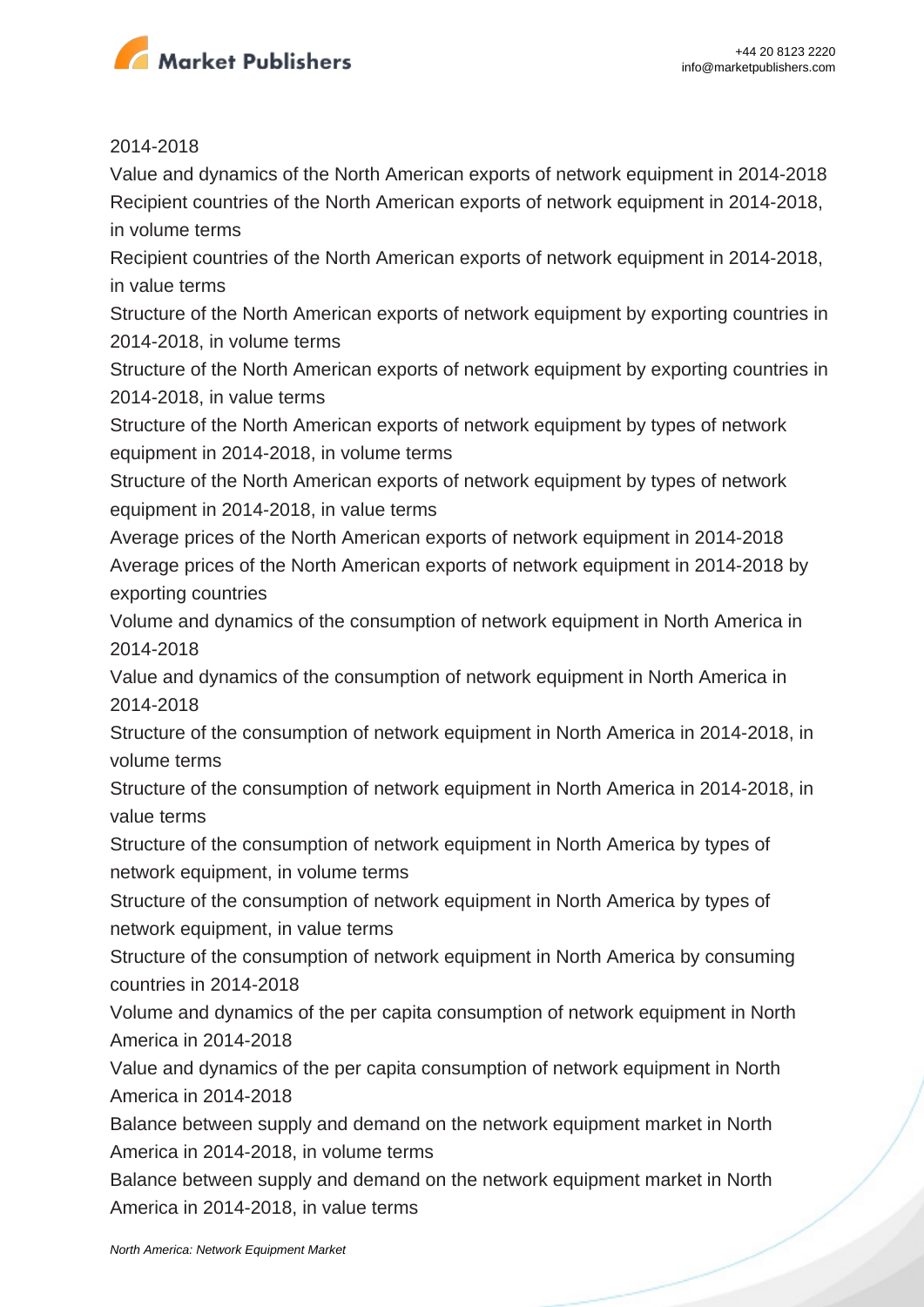2014-2018

Value and dynamics of the North American exports of network equipment in 2014-2018

Recipient countries of the North American exports of network equipment in 2014-2018, in volume terms

Recipient countries of the North American exports of network equipment in 2014-2018, in value terms

Structure of the North American exports of network equipment by exporting countries in 2014-2018, in volume terms

Structure of the North American exports of network equipment by exporting countries in 2014-2018, in value terms

Structure of the North American exports of network equipment by types of network equipment in 2014-2018, in volume terms

Structure of the North American exports of network equipment by types of network equipment in 2014-2018, in value terms

Average prices of the North American exports of network equipment in 2014-2018

Average prices of the North American exports of network equipment in 2014-2018 by exporting countries

Volume and dynamics of the consumption of network equipment in North America in 2014-2018

Value and dynamics of the consumption of network equipment in North America in 2014-2018

Structure of the consumption of network equipment in North America in 2014-2018, in volume terms

Structure of the consumption of network equipment in North America in 2014-2018, in value terms

Structure of the consumption of network equipment in North America by types of network equipment, in volume terms

Structure of the consumption of network equipment in North America by types of network equipment, in value terms

Structure of the consumption of network equipment in North America by consuming countries in 2014-2018

Volume and dynamics of the per capita consumption of network equipment in North America in 2014-2018

Value and dynamics of the per capita consumption of network equipment in North America in 2014-2018

Balance between supply and demand on the network equipment market in North America in 2014-2018, in volume terms

Balance between supply and demand on the network equipment market in North America in 2014-2018, in value terms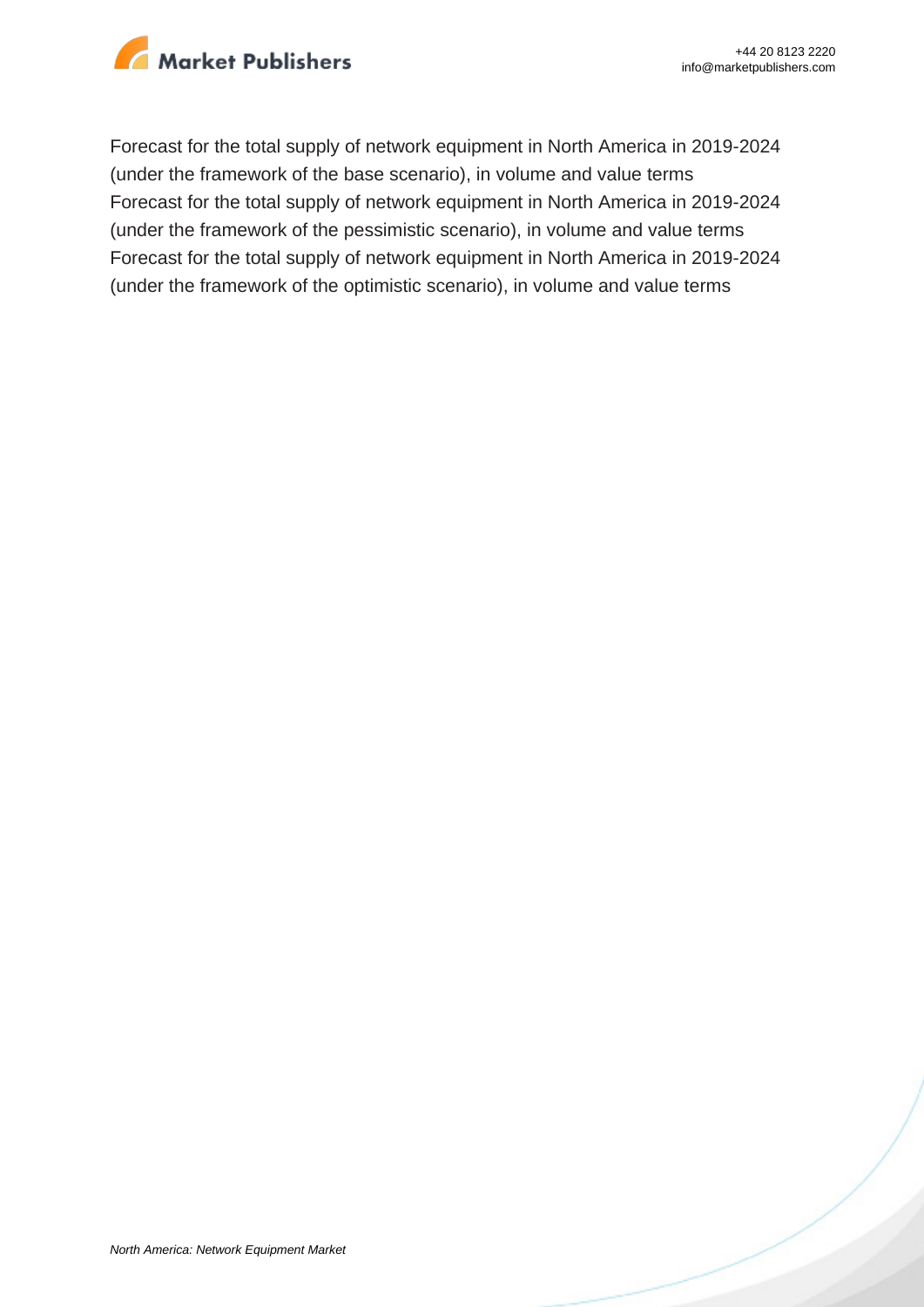Forecast for the total supply of network equipment in North America in 2019-2024 (under the framework of the base scenario), in volume and value terms
Forecast for the total supply of network equipment in North America in 2019-2024 (under the framework of the pessimistic scenario), in volume and value terms
Forecast for the total supply of network equipment in North America in 2019-2024 (under the framework of the optimistic scenario), in volume and value terms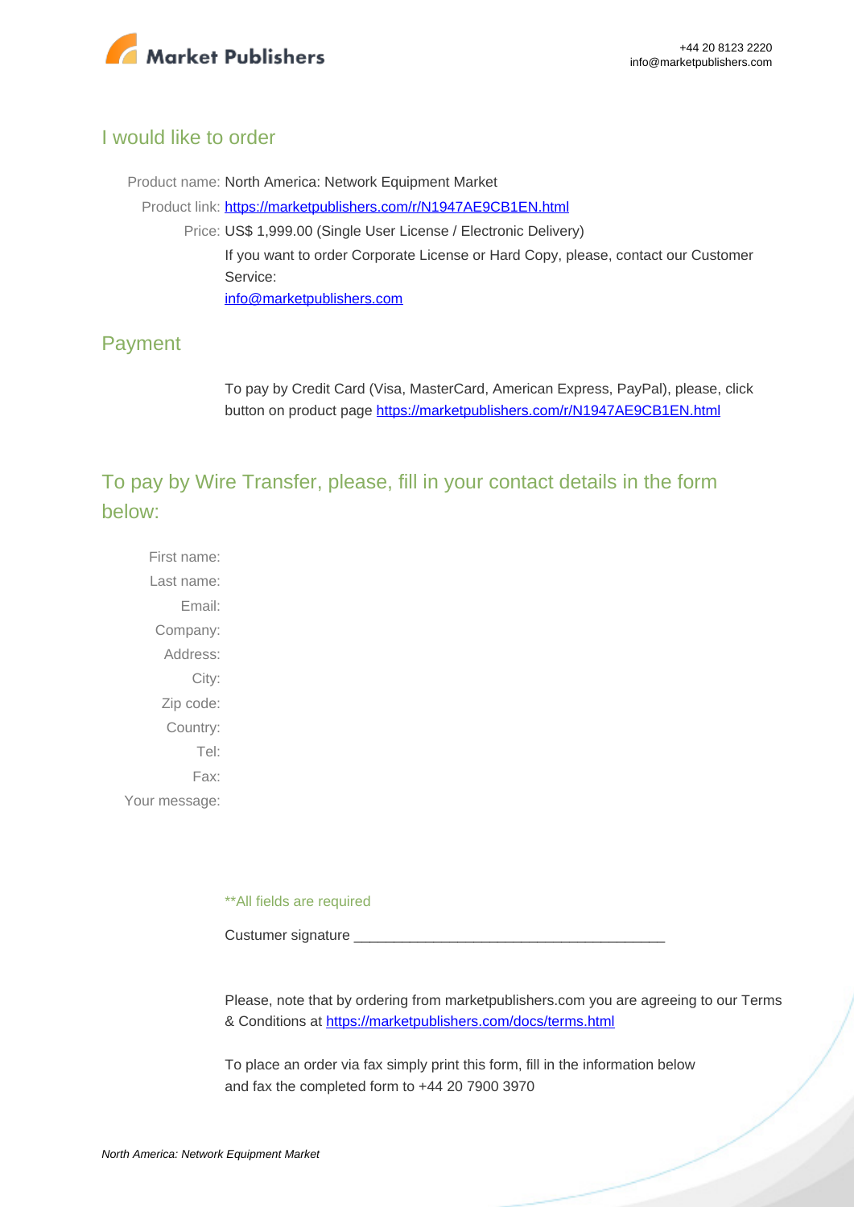## I would like to order

Product name: North America: Network Equipment Market

Product link: [https://marketpublishers.com/r/N1947AE9CB1EN.html](https://marketpublishers.com/r/N1947AE9CB1EN.html)

Price: US$ 1,999.00 (Single User License / Electronic Delivery)

If you want to order Corporate License or Hard Copy, please, contact our Customer Service:

[info@marketpublishers.com](mailto:info@marketpublishers.com)

## Payment

To pay by Credit Card (Visa, MasterCard, American Express, PayPal), please, click button on product page [https://marketpublishers.com/r/N1947AE9CB1EN.html](https://marketpublishers.com/r/N1947AE9CB1EN.html)

## To pay by Wire Transfer, please, fill in your contact details in the form below:

First name:

Last name:

Email:

Company:

Address:

City:

Zip code:

Country:

Tel:

Fax:

Your message:

**All fields are required

Custumer signature _______________________________________

Please, note that by ordering from marketpublishers.com you are agreeing to our Terms & Conditions at [https://marketpublishers.com/docs/terms.html](https://marketpublishers.com/docs/terms.html)

To place an order via fax simply print this form, fill in the information below and fax the completed form to +44 20 7900 3970